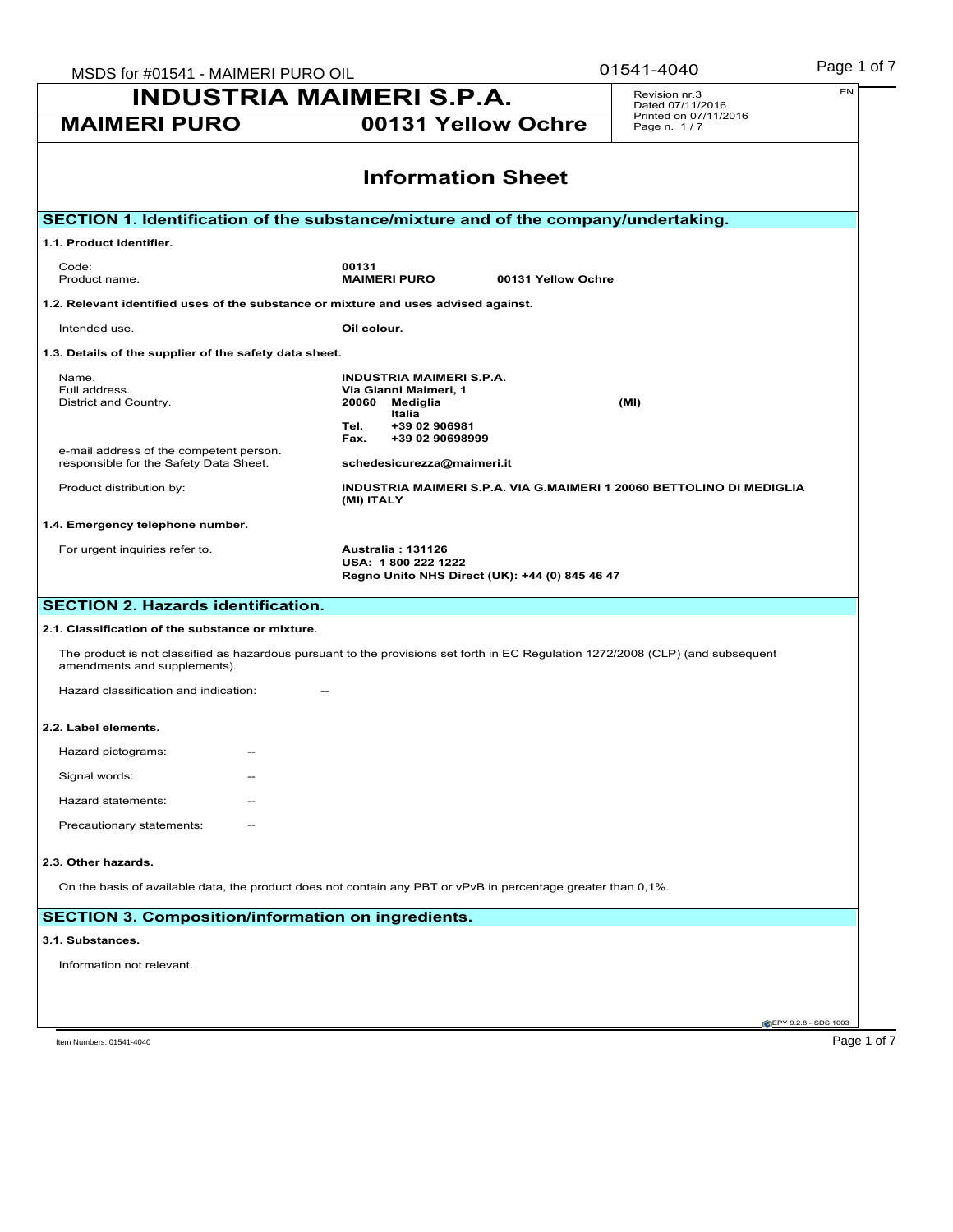# INDUSTRIA MAIMERI S.P.A.

**MAIMERI PURO** **00131 Yellow Ochre**

Revision nr.3
Dated 07/11/2016
Printed on 07/11/2016

EN

## Information Sheet

## SECTION 1. Identification of the substance/mixture and of the company/undertaking.

**1.1. Product identifier.**

| | |
|---|---|
| Code: | **00131** |
| Product name. | **MAIMERI PURO 00131 Yellow Ochre** |

**1.2. Relevant identified uses of the substance or mixture and uses advised against.**

| | |
|---|---|
| Intended use. | **Oil colour.** |

**1.3. Details of the supplier of the safety data sheet.**

| | |
|---|---|
| Name. | **INDUSTRIA MAIMERI S.P.A.** |
| Full address. | **Via Gianni Maimeri, 1** |
| District and Country. | **20060 Mediglia (MI)** **Italia** |
| | **Tel. +39 02 906981** |
| | **Fax. +39 02 90698999** |
| e-mail address of the competent person. responsible for the Safety Data Sheet. | **schedesicurezza@maimeri.it** |
| Product distribution by: | **INDUSTRIA MAIMERI S.P.A. VIA G.MAIMERI 1 20060 BETTOLINO DI MEDIGLIA (MI) ITALY** |

**1.4. Emergency telephone number.**

| | |
|---|---|
| For urgent inquiries refer to. | **Australia : 131126** **USA: 1 800 222 1222** **Regno Unito NHS Direct (UK): +44 (0) 845 46 47** |

## SECTION 2. Hazards identification.

**2.1. Classification of the substance or mixture.**

The product is not classified as hazardous pursuant to the provisions set forth in EC Regulation 1272/2008 (CLP) (and subsequent amendments and supplements).

Hazard classification and indication: --

**2.2. Label elements.**

Hazard pictograms: --

Signal words: --

Hazard statements: --

Precautionary statements: --

**2.3. Other hazards.**

On the basis of available data, the product does not contain any PBT or vPvB in percentage greater than 0,1%.

## SECTION 3. Composition/information on ingredients.

**3.1. Substances.**

Information not relevant.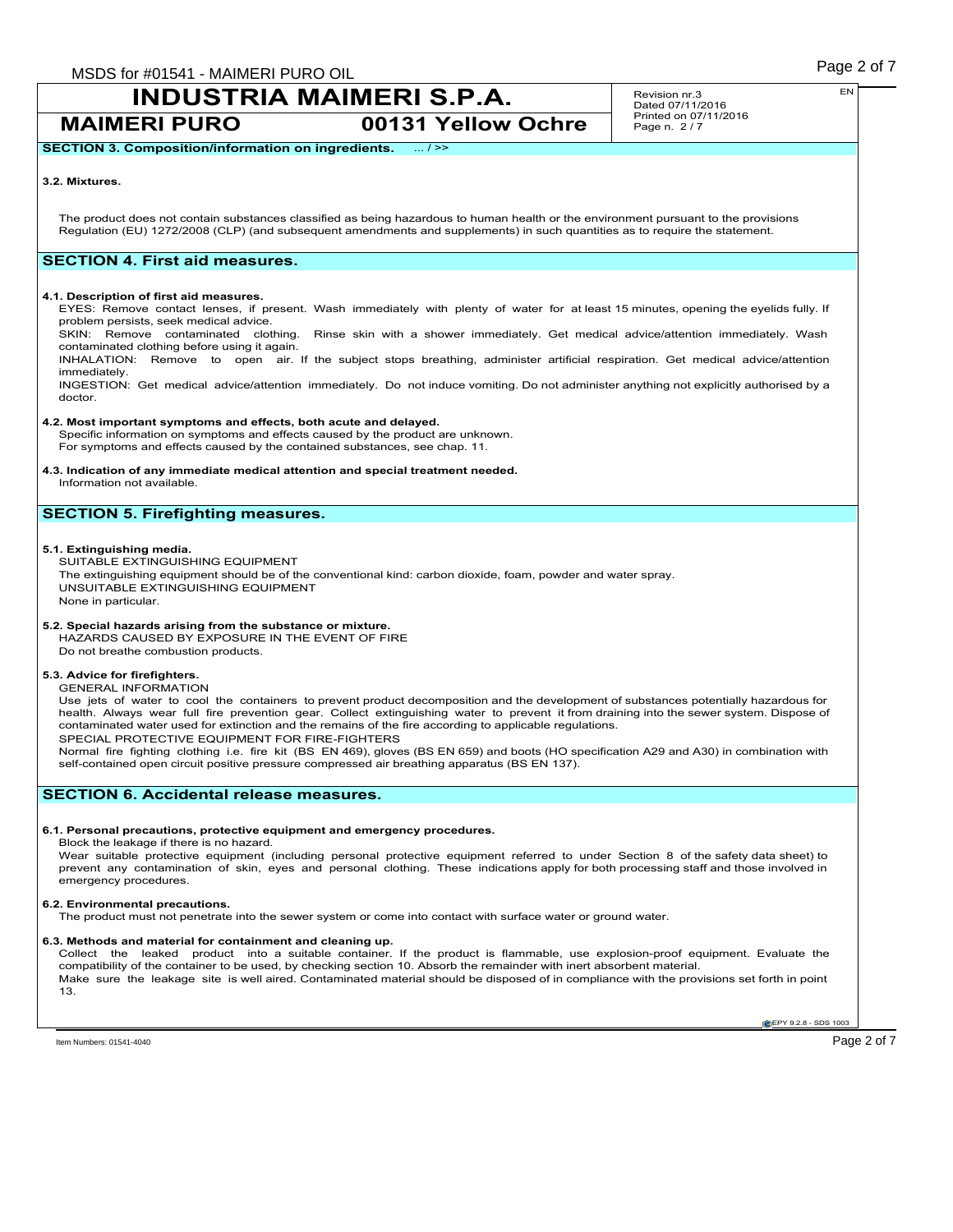**SECTION 3. Composition/information on ingredients.** ... / >>

**3.2. Mixtures.**

The product does not contain substances classified as being hazardous to human health or the environment pursuant to the provisions Regulation (EU) 1272/2008 (CLP) (and subsequent amendments and supplements) in such quantities as to require the statement.

## SECTION 4. First aid measures.

**4.1. Description of first aid measures.**

EYES: Remove contact lenses, if present. Wash immediately with plenty of water for at least 15 minutes, opening the eyelids fully. If problem persists, seek medical advice.

SKIN: Remove contaminated clothing. Rinse skin with a shower immediately. Get medical advice/attention immediately. Wash contaminated clothing before using it again.

INHALATION: Remove to open air. If the subject stops breathing, administer artificial respiration. Get medical advice/attention immediately.

INGESTION: Get medical advice/attention immediately. Do not induce vomiting. Do not administer anything not explicitly authorised by a doctor.

**4.2. Most important symptoms and effects, both acute and delayed.**

Specific information on symptoms and effects caused by the product are unknown.
For symptoms and effects caused by the contained substances, see chap. 11.

**4.3. Indication of any immediate medical attention and special treatment needed.**

Information not available.

## SECTION 5. Firefighting measures.

**5.1. Extinguishing media.**

SUITABLE EXTINGUISHING EQUIPMENT
The extinguishing equipment should be of the conventional kind: carbon dioxide, foam, powder and water spray.
UNSUITABLE EXTINGUISHING EQUIPMENT
None in particular.

**5.2. Special hazards arising from the substance or mixture.**

HAZARDS CAUSED BY EXPOSURE IN THE EVENT OF FIRE
Do not breathe combustion products.

**5.3. Advice for firefighters.**

GENERAL INFORMATION
Use jets of water to cool the containers to prevent product decomposition and the development of substances potentially hazardous for health. Always wear full fire prevention gear. Collect extinguishing water to prevent it from draining into the sewer system. Dispose of contaminated water used for extinction and the remains of the fire according to applicable regulations.
SPECIAL PROTECTIVE EQUIPMENT FOR FIRE-FIGHTERS
Normal fire fighting clothing i.e. fire kit (BS EN 469), gloves (BS EN 659) and boots (HO specification A29 and A30) in combination with self-contained open circuit positive pressure compressed air breathing apparatus (BS EN 137).

## SECTION 6. Accidental release measures.

**6.1. Personal precautions, protective equipment and emergency procedures.**

Block the leakage if there is no hazard.
Wear suitable protective equipment (including personal protective equipment referred to under Section 8 of the safety data sheet) to prevent any contamination of skin, eyes and personal clothing. These indications apply for both processing staff and those involved in emergency procedures.

**6.2. Environmental precautions.**

The product must not penetrate into the sewer system or come into contact with surface water or ground water.

**6.3. Methods and material for containment and cleaning up.**

Collect the leaked product into a suitable container. If the product is flammable, use explosion-proof equipment. Evaluate the compatibility of the container to be used, by checking section 10. Absorb the remainder with inert absorbent material.
Make sure the leakage site is well aired. Contaminated material should be disposed of in compliance with the provisions set forth in point 13.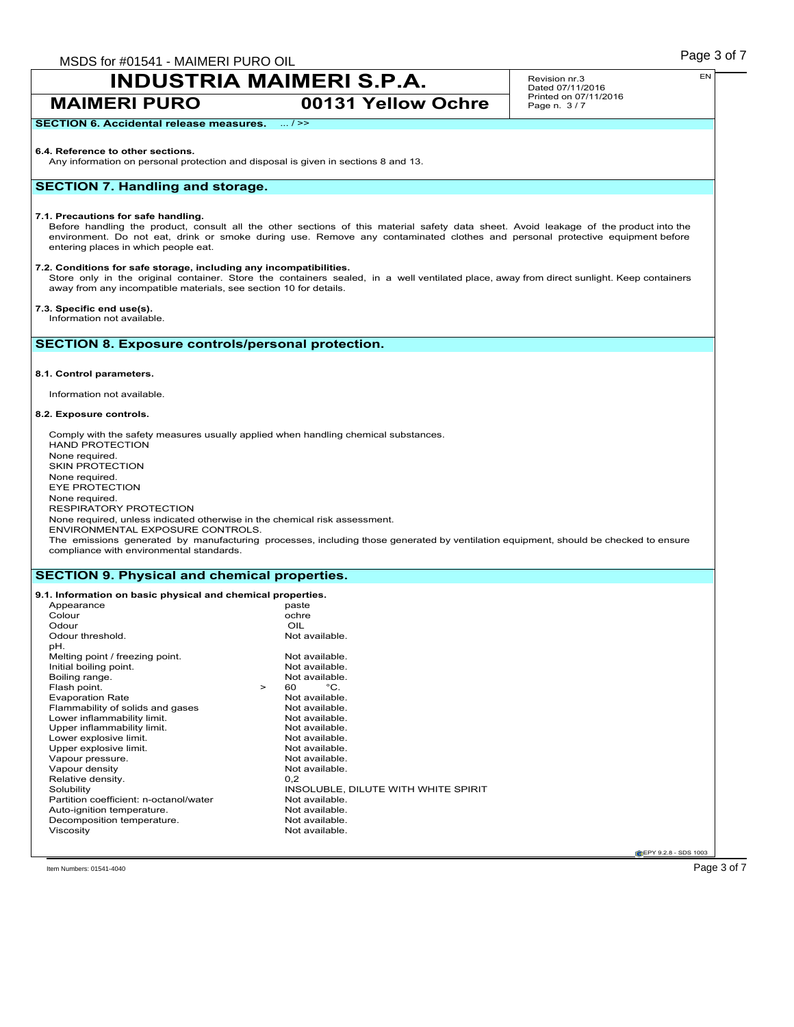**SECTION 6. Accidental release measures.** ... / >>

**6.4. Reference to other sections.**
Any information on personal protection and disposal is given in sections 8 and 13.

## SECTION 7. Handling and storage.

**7.1. Precautions for safe handling.**
Before handling the product, consult all the other sections of this material safety data sheet. Avoid leakage of the product into the environment. Do not eat, drink or smoke during use. Remove any contaminated clothes and personal protective equipment before entering places in which people eat.

**7.2. Conditions for safe storage, including any incompatibilities.**
Store only in the original container. Store the containers sealed, in a well ventilated place, away from direct sunlight. Keep containers away from any incompatible materials, see section 10 for details.

**7.3. Specific end use(s).**
Information not available.

## SECTION 8. Exposure controls/personal protection.

**8.1. Control parameters.**

Information not available.

**8.2. Exposure controls.**

Comply with the safety measures usually applied when handling chemical substances.
HAND PROTECTION
None required.
SKIN PROTECTION
None required.
EYE PROTECTION
None required.
RESPIRATORY PROTECTION
None required, unless indicated otherwise in the chemical risk assessment.
ENVIRONMENTAL EXPOSURE CONTROLS.
The emissions generated by manufacturing processes, including those generated by ventilation equipment, should be checked to ensure compliance with environmental standards.

## SECTION 9. Physical and chemical properties.

**9.1. Information on basic physical and chemical properties.**

| | |
|---|---|
| Appearance | paste |
| Colour | ochre |
| Odour | OIL |
| Odour threshold. | Not available. |
| pH. | |
| Melting point / freezing point. | Not available. |
| Initial boiling point. | Not available. |
| Boiling range. | Not available. |
| Flash point. | > 60 °C. |
| Evaporation Rate | Not available. |
| Flammability of solids and gases | Not available. |
| Lower inflammability limit. | Not available. |
| Upper inflammability limit. | Not available. |
| Lower explosive limit. | Not available. |
| Upper explosive limit. | Not available. |
| Vapour pressure. | Not available. |
| Vapour density | Not available. |
| Relative density. | 0,2 |
| Solubility | INSOLUBLE, DILUTE WITH WHITE SPIRIT |
| Partition coefficient: n-octanol/water | Not available. |
| Auto-ignition temperature. | Not available. |
| Decomposition temperature. | Not available. |
| Viscosity | Not available. |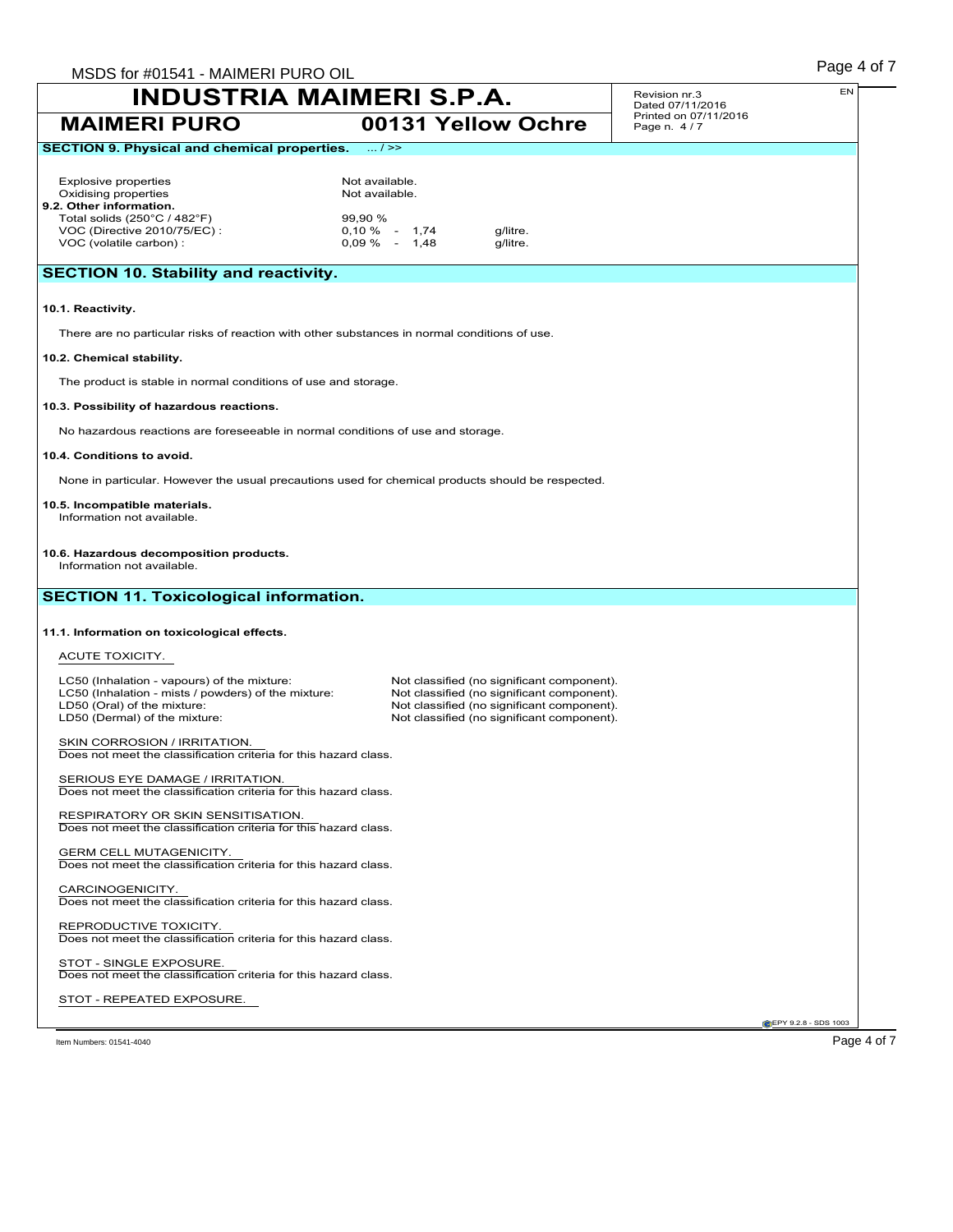**SECTION 9. Physical and chemical properties.** ... / >>

| | | |
|---|---|---|
| Explosive properties | Not available. | |
| Oxidising properties | Not available. | |

**9.2. Other information.**

| | | |
|---|---|---|
| Total solids (250°C / 482°F) | 99,90 % | |
| VOC (Directive 2010/75/EC) : | 0,10 % - 1,74 | g/litre. |
| VOC (volatile carbon) : | 0,09 % - 1,48 | g/litre. |

## SECTION 10. Stability and reactivity.

**10.1. Reactivity.**

There are no particular risks of reaction with other substances in normal conditions of use.

**10.2. Chemical stability.**

The product is stable in normal conditions of use and storage.

**10.3. Possibility of hazardous reactions.**

No hazardous reactions are foreseeable in normal conditions of use and storage.

**10.4. Conditions to avoid.**

None in particular. However the usual precautions used for chemical products should be respected.

**10.5. Incompatible materials.**

Information not available.

**10.6. Hazardous decomposition products.**

Information not available.

## SECTION 11. Toxicological information.

**11.1. Information on toxicological effects.**

ACUTE TOXICITY.

| | |
|---|---|
| LC50 (Inhalation - vapours) of the mixture: | Not classified (no significant component). |
| LC50 (Inhalation - mists / powders) of the mixture: | Not classified (no significant component). |
| LD50 (Oral) of the mixture: | Not classified (no significant component). |
| LD50 (Dermal) of the mixture: | Not classified (no significant component). |

SKIN CORROSION / IRRITATION.
Does not meet the classification criteria for this hazard class.

SERIOUS EYE DAMAGE / IRRITATION.
Does not meet the classification criteria for this hazard class.

RESPIRATORY OR SKIN SENSITISATION.
Does not meet the classification criteria for this hazard class.

GERM CELL MUTAGENICITY.
Does not meet the classification criteria for this hazard class.

CARCINOGENICITY.
Does not meet the classification criteria for this hazard class.

REPRODUCTIVE TOXICITY.
Does not meet the classification criteria for this hazard class.

STOT - SINGLE EXPOSURE.
Does not meet the classification criteria for this hazard class.

STOT - REPEATED EXPOSURE.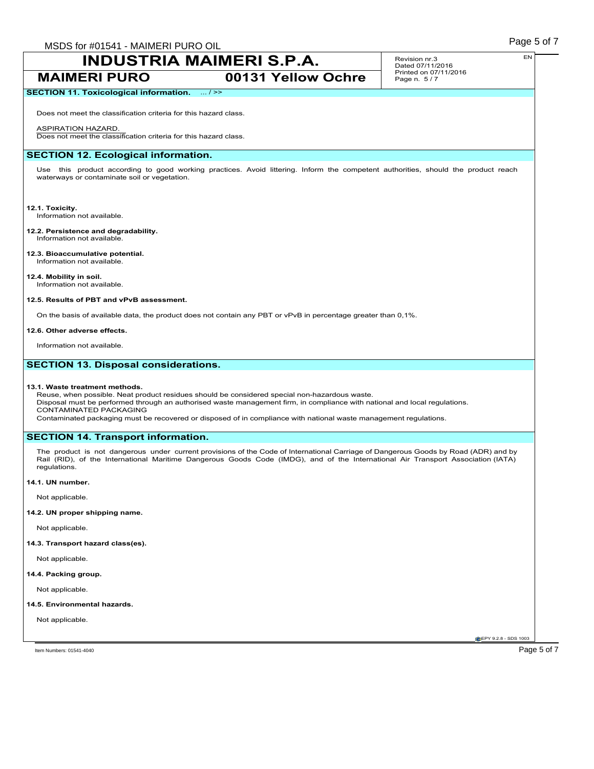**SECTION 11. Toxicological information.** ... / >>

Does not meet the classification criteria for this hazard class.

ASPIRATION HAZARD.
Does not meet the classification criteria for this hazard class.

## SECTION 12. Ecological information.

Use this product according to good working practices. Avoid littering. Inform the competent authorities, should the product reach waterways or contaminate soil or vegetation.

**12.1. Toxicity.**
Information not available.

**12.2. Persistence and degradability.**
Information not available.

**12.3. Bioaccumulative potential.**
Information not available.

**12.4. Mobility in soil.**
Information not available.

**12.5. Results of PBT and vPvB assessment.**

On the basis of available data, the product does not contain any PBT or vPvB in percentage greater than 0,1%.

**12.6. Other adverse effects.**

Information not available.

## SECTION 13. Disposal considerations.

**13.1. Waste treatment methods.**
Reuse, when possible. Neat product residues should be considered special non-hazardous waste.
Disposal must be performed through an authorised waste management firm, in compliance with national and local regulations.
CONTAMINATED PACKAGING
Contaminated packaging must be recovered or disposed of in compliance with national waste management regulations.

## SECTION 14. Transport information.

The product is not dangerous under current provisions of the Code of International Carriage of Dangerous Goods by Road (ADR) and by Rail (RID), of the International Maritime Dangerous Goods Code (IMDG), and of the International Air Transport Association (IATA) regulations.

**14.1. UN number.**

Not applicable.

**14.2. UN proper shipping name.**

Not applicable.

**14.3. Transport hazard class(es).**

Not applicable.

**14.4. Packing group.**

Not applicable.

**14.5. Environmental hazards.**

Not applicable.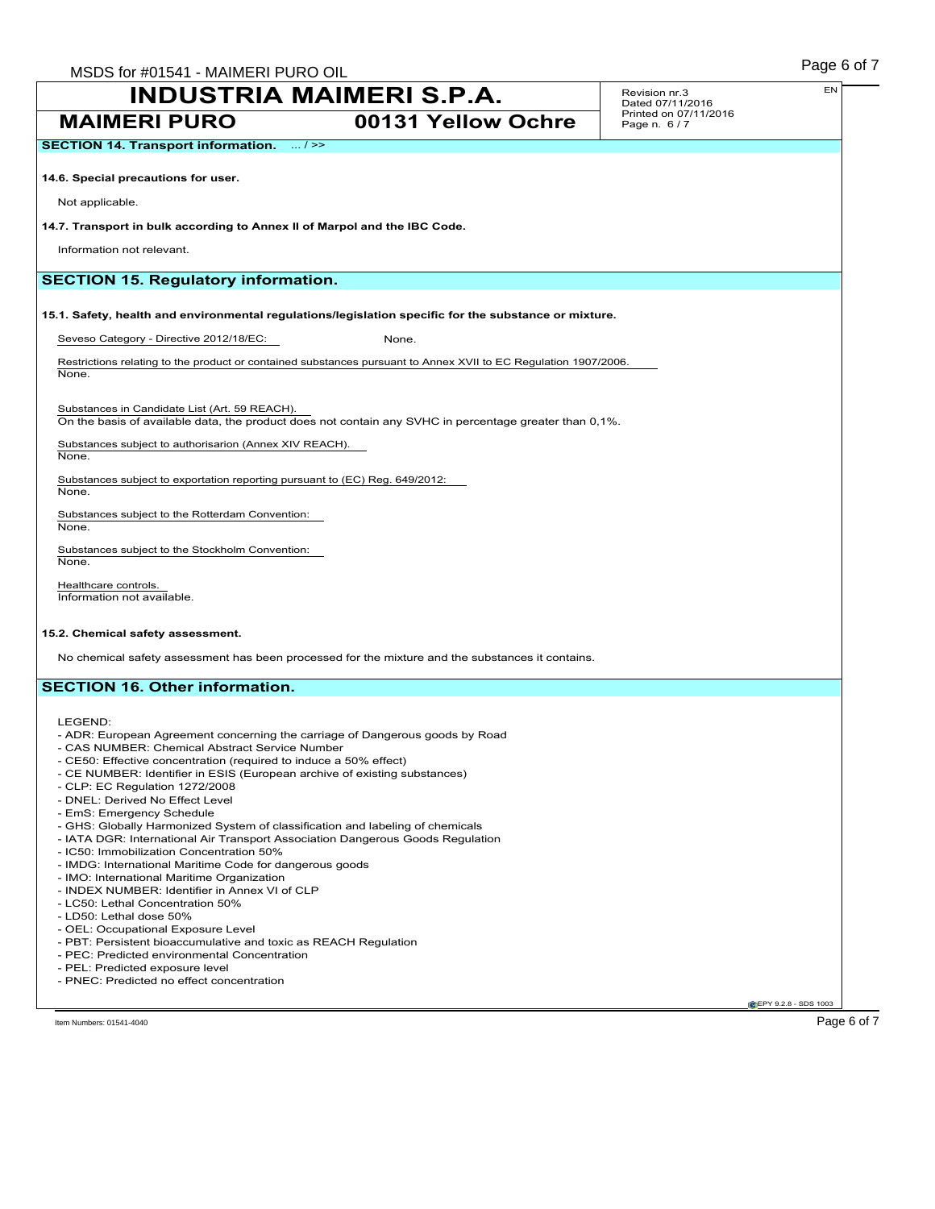**SECTION 14. Transport information.** ... / >>

**14.6. Special precautions for user.**

Not applicable.

**14.7. Transport in bulk according to Annex II of Marpol and the IBC Code.**

Information not relevant.

## SECTION 15. Regulatory information.

**15.1. Safety, health and environmental regulations/legislation specific for the substance or mixture.**

Seveso Category - Directive 2012/18/EC: None.

Restrictions relating to the product or contained substances pursuant to Annex XVII to EC Regulation 1907/2006.
None.

Substances in Candidate List (Art. 59 REACH).
On the basis of available data, the product does not contain any SVHC in percentage greater than 0,1%.

Substances subject to authorisarion (Annex XIV REACH).
None.

Substances subject to exportation reporting pursuant to (EC) Reg. 649/2012:
None.

Substances subject to the Rotterdam Convention:
None.

Substances subject to the Stockholm Convention:
None.

Healthcare controls.
Information not available.

**15.2. Chemical safety assessment.**

No chemical safety assessment has been processed for the mixture and the substances it contains.

## SECTION 16. Other information.

LEGEND:
- ADR: European Agreement concerning the carriage of Dangerous goods by Road
- CAS NUMBER: Chemical Abstract Service Number
- CE50: Effective concentration (required to induce a 50% effect)
- CE NUMBER: Identifier in ESIS (European archive of existing substances)
- CLP: EC Regulation 1272/2008
- DNEL: Derived No Effect Level
- EmS: Emergency Schedule
- GHS: Globally Harmonized System of classification and labeling of chemicals
- IATA DGR: International Air Transport Association Dangerous Goods Regulation
- IC50: Immobilization Concentration 50%
- IMDG: International Maritime Code for dangerous goods
- IMO: International Maritime Organization
- INDEX NUMBER: Identifier in Annex VI of CLP
- LC50: Lethal Concentration 50%
- LD50: Lethal dose 50%
- OEL: Occupational Exposure Level
- PBT: Persistent bioaccumulative and toxic as REACH Regulation
- PEC: Predicted environmental Concentration
- PEL: Predicted exposure level
- PNEC: Predicted no effect concentration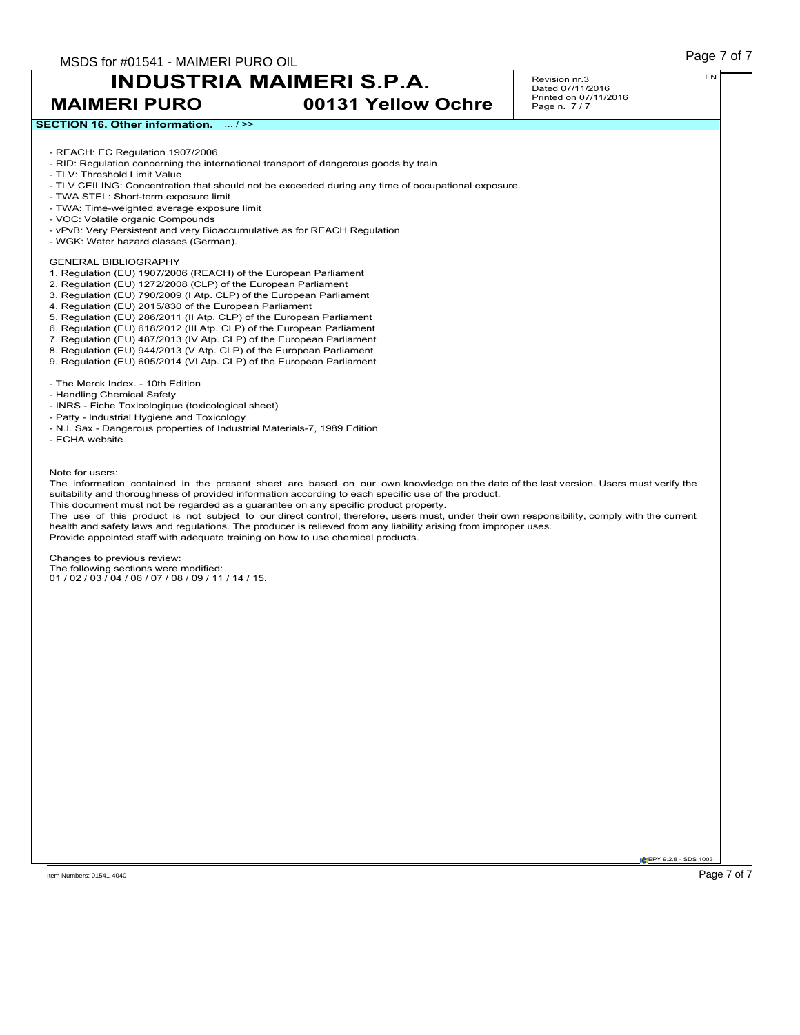**SECTION 16. Other information.** ... / >>

- REACH: EC Regulation 1907/2006
- RID: Regulation concerning the international transport of dangerous goods by train
- TLV: Threshold Limit Value
- TLV CEILING: Concentration that should not be exceeded during any time of occupational exposure.
- TWA STEL: Short-term exposure limit
- TWA: Time-weighted average exposure limit
- VOC: Volatile organic Compounds
- vPvB: Very Persistent and very Bioaccumulative as for REACH Regulation
- WGK: Water hazard classes (German).

GENERAL BIBLIOGRAPHY

1. Regulation (EU) 1907/2006 (REACH) of the European Parliament
2. Regulation (EU) 1272/2008 (CLP) of the European Parliament
3. Regulation (EU) 790/2009 (I Atp. CLP) of the European Parliament
4. Regulation (EU) 2015/830 of the European Parliament
5. Regulation (EU) 286/2011 (II Atp. CLP) of the European Parliament
6. Regulation (EU) 618/2012 (III Atp. CLP) of the European Parliament
7. Regulation (EU) 487/2013 (IV Atp. CLP) of the European Parliament
8. Regulation (EU) 944/2013 (V Atp. CLP) of the European Parliament
9. Regulation (EU) 605/2014 (VI Atp. CLP) of the European Parliament

- The Merck Index. - 10th Edition
- Handling Chemical Safety
- INRS - Fiche Toxicologique (toxicological sheet)
- Patty - Industrial Hygiene and Toxicology
- N.I. Sax - Dangerous properties of Industrial Materials-7, 1989 Edition
- ECHA website

Note for users:
The information contained in the present sheet are based on our own knowledge on the date of the last version. Users must verify the suitability and thoroughness of provided information according to each specific use of the product.
This document must not be regarded as a guarantee on any specific product property.
The use of this product is not subject to our direct control; therefore, users must, under their own responsibility, comply with the current health and safety laws and regulations. The producer is relieved from any liability arising from improper uses.
Provide appointed staff with adequate training on how to use chemical products.

Changes to previous review:
The following sections were modified:
01 / 02 / 03 / 04 / 06 / 07 / 08 / 09 / 11 / 14 / 15.